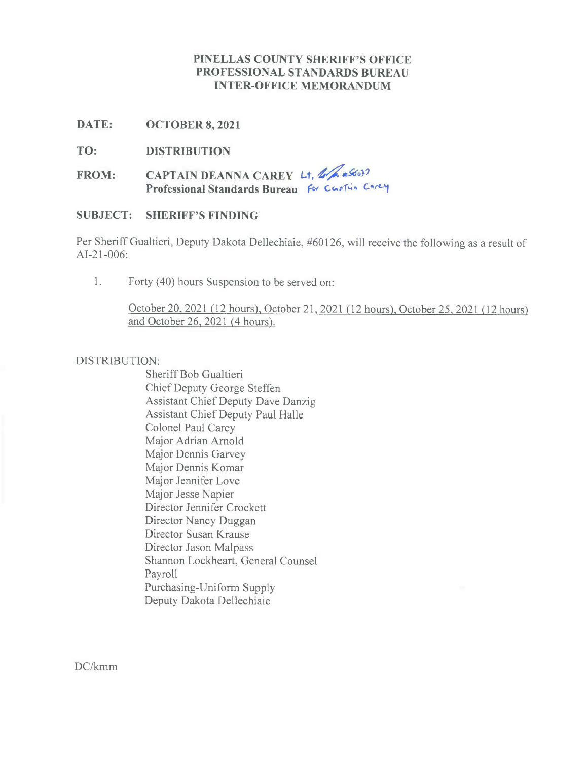# PINELLAS COUNTY SHERIFF'S OFFICE
## PROFESSIONAL STANDARDS BUREAU
## INTER-OFFICE MEMORANDUM

**DATE:** OCTOBER 8, 2021

**TO:** DISTRIBUTION

**FROM:** CAPTAIN DEANNA CAREY Lt. #50037
**Professional Standards Bureau** For Captain Carey

**SUBJECT: SHERIFF'S FINDING**

Per Sheriff Gualtieri, Deputy Dakota Dellechiaie, #60126, will receive the following as a result of AI-21-006:

1. Forty (40) hours Suspension to be served on:

   October 20, 2021 (12 hours), October 21, 2021 (12 hours), October 25, 2021 (12 hours) and October 26, 2021 (4 hours).

DISTRIBUTION:

Sheriff Bob Gualtieri
Chief Deputy George Steffen
Assistant Chief Deputy Dave Danzig
Assistant Chief Deputy Paul Halle
Colonel Paul Carey
Major Adrian Arnold
Major Dennis Garvey
Major Dennis Komar
Major Jennifer Love
Major Jesse Napier
Director Jennifer Crockett
Director Nancy Duggan
Director Susan Krause
Director Jason Malpass
Shannon Lockheart, General Counsel
Payroll
Purchasing-Uniform Supply
Deputy Dakota Dellechiaie

DC/kmm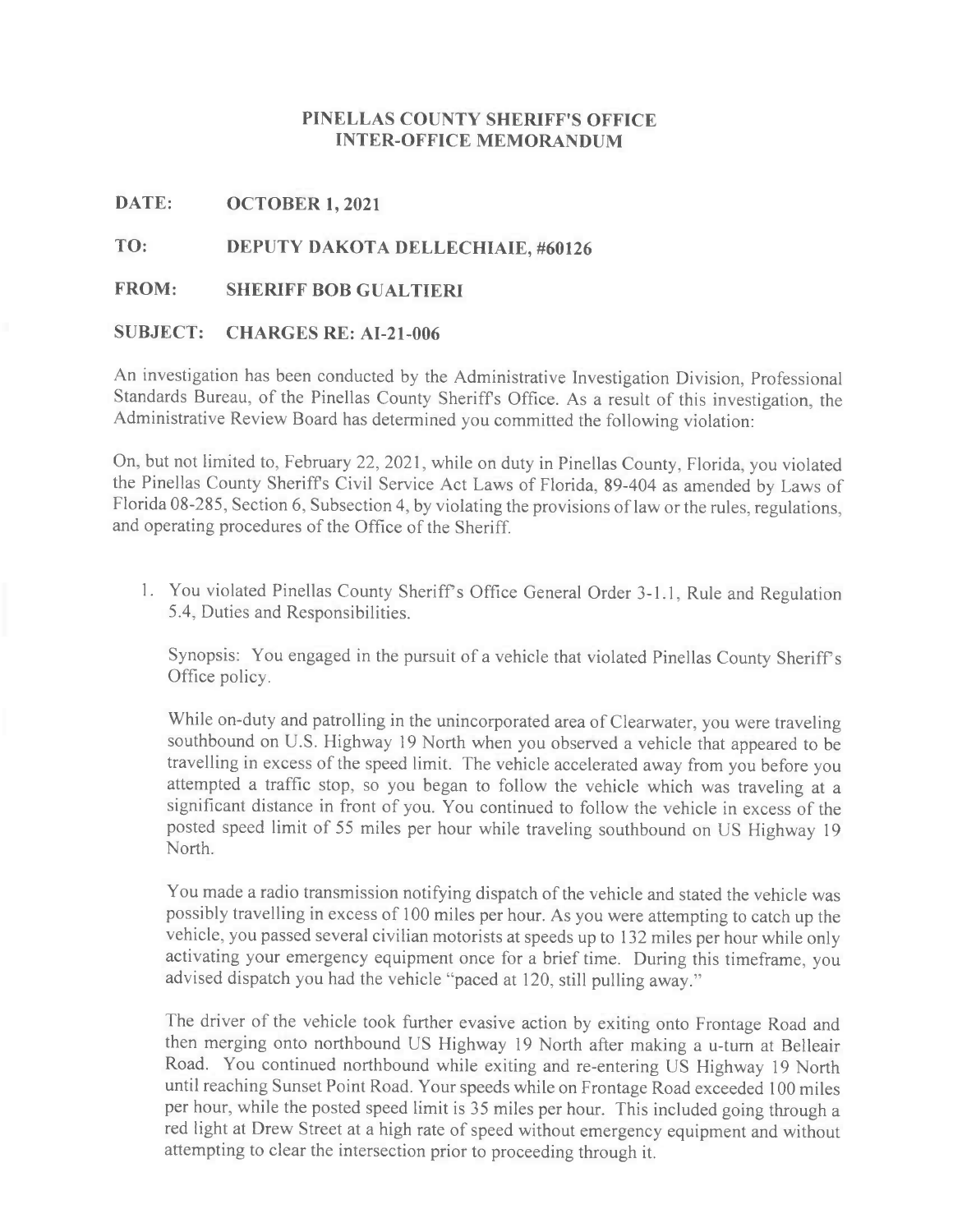# PINELLAS COUNTY SHERIFF'S OFFICE
## INTER-OFFICE MEMORANDUM

**DATE:** OCTOBER 1, 2021

**TO:** DEPUTY DAKOTA DELLECHIAIE, #60126

**FROM:** SHERIFF BOB GUALTIERI

**SUBJECT:** CHARGES RE: AI-21-006

An investigation has been conducted by the Administrative Investigation Division, Professional Standards Bureau, of the Pinellas County Sheriff's Office. As a result of this investigation, the Administrative Review Board has determined you committed the following violation:

On, but not limited to, February 22, 2021, while on duty in Pinellas County, Florida, you violated the Pinellas County Sheriff's Civil Service Act Laws of Florida, 89-404 as amended by Laws of Florida 08-285, Section 6, Subsection 4, by violating the provisions of law or the rules, regulations, and operating procedures of the Office of the Sheriff.

1. You violated Pinellas County Sheriff's Office General Order 3-1.1, Rule and Regulation 5.4, Duties and Responsibilities.

   Synopsis: You engaged in the pursuit of a vehicle that violated Pinellas County Sheriff's Office policy.

   While on-duty and patrolling in the unincorporated area of Clearwater, you were traveling southbound on U.S. Highway 19 North when you observed a vehicle that appeared to be travelling in excess of the speed limit. The vehicle accelerated away from you before you attempted a traffic stop, so you began to follow the vehicle which was traveling at a significant distance in front of you. You continued to follow the vehicle in excess of the posted speed limit of 55 miles per hour while traveling southbound on US Highway 19 North.

   You made a radio transmission notifying dispatch of the vehicle and stated the vehicle was possibly travelling in excess of 100 miles per hour. As you were attempting to catch up the vehicle, you passed several civilian motorists at speeds up to 132 miles per hour while only activating your emergency equipment once for a brief time. During this timeframe, you advised dispatch you had the vehicle "paced at 120, still pulling away."

   The driver of the vehicle took further evasive action by exiting onto Frontage Road and then merging onto northbound US Highway 19 North after making a u-turn at Belleair Road. You continued northbound while exiting and re-entering US Highway 19 North until reaching Sunset Point Road. Your speeds while on Frontage Road exceeded 100 miles per hour, while the posted speed limit is 35 miles per hour. This included going through a red light at Drew Street at a high rate of speed without emergency equipment and without attempting to clear the intersection prior to proceeding through it.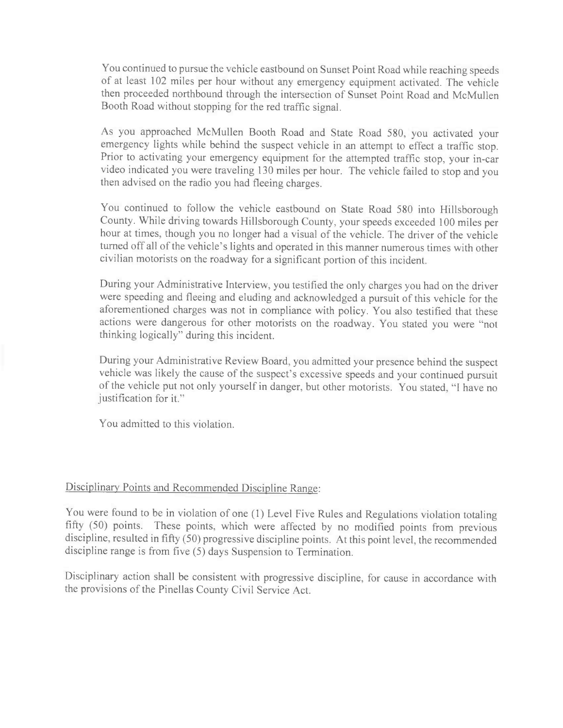You continued to pursue the vehicle eastbound on Sunset Point Road while reaching speeds of at least 102 miles per hour without any emergency equipment activated. The vehicle then proceeded northbound through the intersection of Sunset Point Road and McMullen Booth Road without stopping for the red traffic signal.

As you approached McMullen Booth Road and State Road 580, you activated your emergency lights while behind the suspect vehicle in an attempt to effect a traffic stop. Prior to activating your emergency equipment for the attempted traffic stop, your in-car video indicated you were traveling 130 miles per hour. The vehicle failed to stop and you then advised on the radio you had fleeing charges.

You continued to follow the vehicle eastbound on State Road 580 into Hillsborough County. While driving towards Hillsborough County, your speeds exceeded 100 miles per hour at times, though you no longer had a visual of the vehicle. The driver of the vehicle turned off all of the vehicle's lights and operated in this manner numerous times with other civilian motorists on the roadway for a significant portion of this incident.

During your Administrative Interview, you testified the only charges you had on the driver were speeding and fleeing and eluding and acknowledged a pursuit of this vehicle for the aforementioned charges was not in compliance with policy. You also testified that these actions were dangerous for other motorists on the roadway. You stated you were "not thinking logically" during this incident.

During your Administrative Review Board, you admitted your presence behind the suspect vehicle was likely the cause of the suspect's excessive speeds and your continued pursuit of the vehicle put not only yourself in danger, but other motorists. You stated, "I have no justification for it."

You admitted to this violation.

Disciplinary Points and Recommended Discipline Range:

You were found to be in violation of one (1) Level Five Rules and Regulations violation totaling fifty (50) points. These points, which were affected by no modified points from previous discipline, resulted in fifty (50) progressive discipline points. At this point level, the recommended discipline range is from five (5) days Suspension to Termination.

Disciplinary action shall be consistent with progressive discipline, for cause in accordance with the provisions of the Pinellas County Civil Service Act.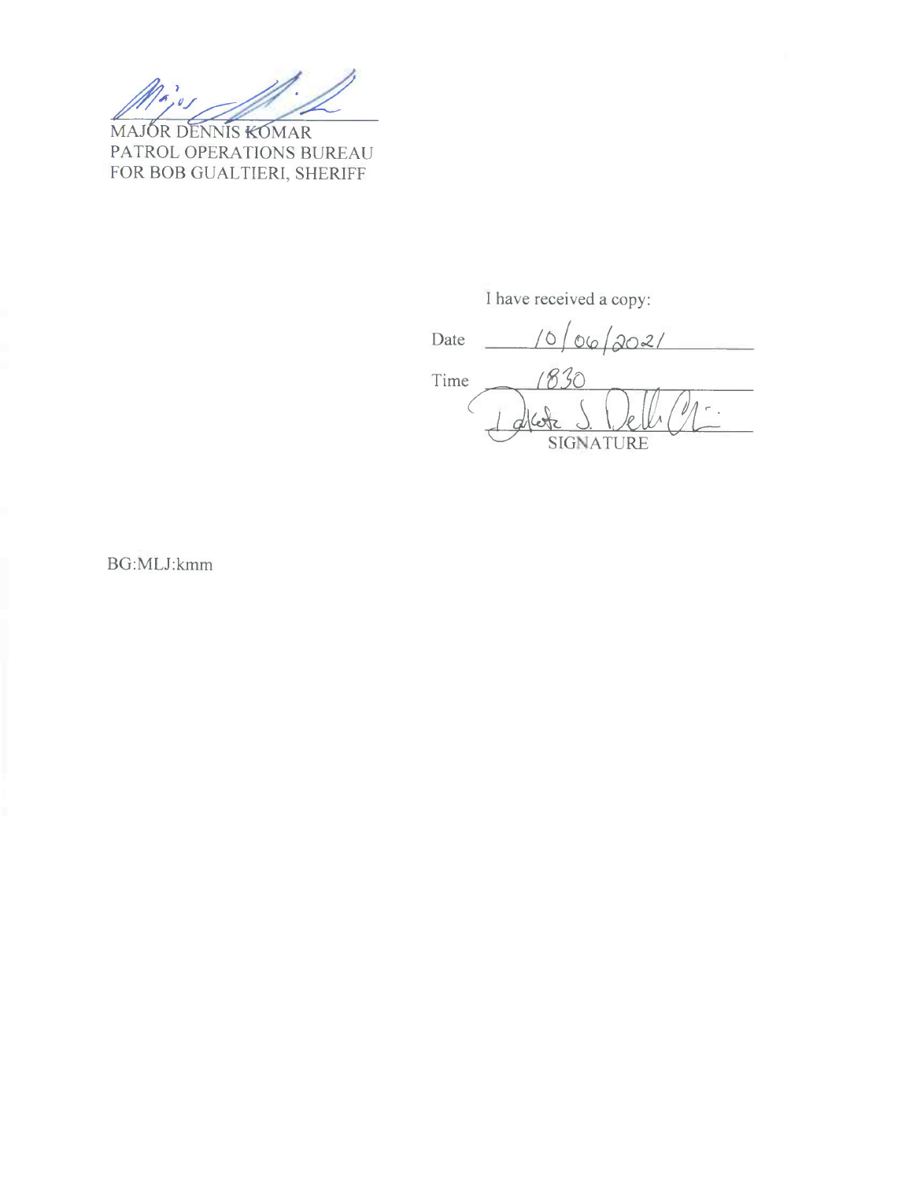MAJOR DENNIS KOMAR
PATROL OPERATIONS BUREAU
FOR BOB GUALTIERI, SHERIFF

I have received a copy:

Date 10/06/2021

Time 1830

SIGNATURE

BG:MLJ:kmm